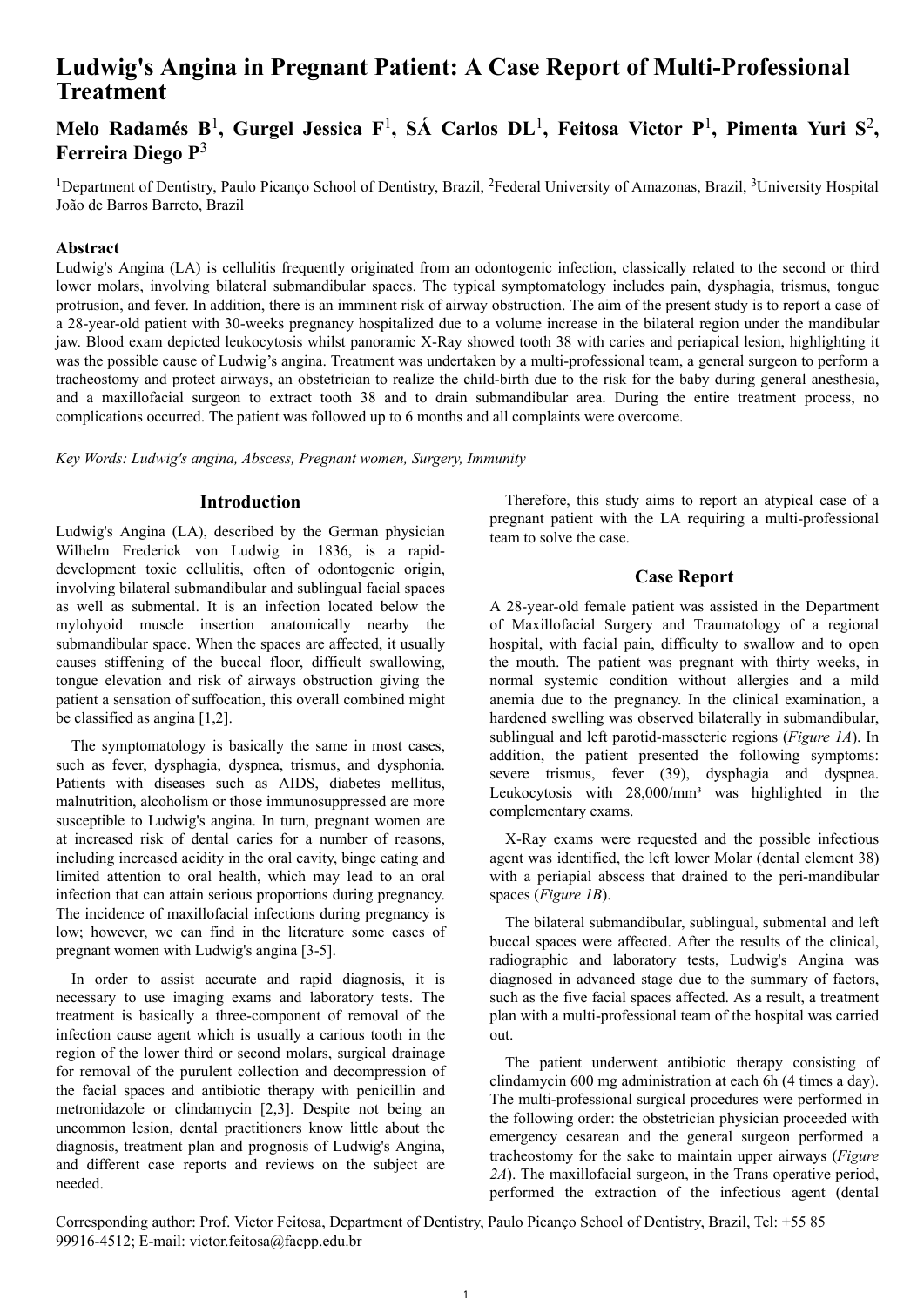# Ludwig's Angina in Pregnant Patient: A Case Report of Multi-Professional Treatment

**Melo Radamés B[1], Gurgel Jessica F[1], SÁ Carlos DL[1], Feitosa Victor P[1], Pimenta Yuri S[2], Ferreira Diego P[3]**

[1]Department of Dentistry, Paulo Picanço School of Dentistry, Brazil, [2]Federal University of Amazonas, Brazil, [3]University Hospital João de Barros Barreto, Brazil

### Abstract

Ludwig's Angina (LA) is cellulitis frequently originated from an odontogenic infection, classically related to the second or third lower molars, involving bilateral submandibular spaces. The typical symptomatology includes pain, dysphagia, trismus, tongue protrusion, and fever. In addition, there is an imminent risk of airway obstruction. The aim of the present study is to report a case of a 28-year-old patient with 30-weeks pregnancy hospitalized due to a volume increase in the bilateral region under the mandibular jaw. Blood exam depicted leukocytosis whilst panoramic X-Ray showed tooth 38 with caries and periapical lesion, highlighting it was the possible cause of Ludwig's angina. Treatment was undertaken by a multi-professional team, a general surgeon to perform a tracheostomy and protect airways, an obstetrician to realize the child-birth due to the risk for the baby during general anesthesia, and a maxillofacial surgeon to extract tooth 38 and to drain submandibular area. During the entire treatment process, no complications occurred. The patient was followed up to 6 months and all complaints were overcome.

*Key Words: Ludwig's angina, Abscess, Pregnant women, Surgery, Immunity*

## Introduction

Ludwig's Angina (LA), described by the German physician Wilhelm Frederick von Ludwig in 1836, is a rapid-development toxic cellulitis, often of odontogenic origin, involving bilateral submandibular and sublingual facial spaces as well as submental. It is an infection located below the mylohyoid muscle insertion anatomically nearby the submandibular space. When the spaces are affected, it usually causes stiffening of the buccal floor, difficult swallowing, tongue elevation and risk of airways obstruction giving the patient a sensation of suffocation, this overall combined might be classified as angina [1,2].

The symptomatology is basically the same in most cases, such as fever, dysphagia, dyspnea, trismus, and dysphonia. Patients with diseases such as AIDS, diabetes mellitus, malnutrition, alcoholism or those immunosuppressed are more susceptible to Ludwig's angina. In turn, pregnant women are at increased risk of dental caries for a number of reasons, including increased acidity in the oral cavity, binge eating and limited attention to oral health, which may lead to an oral infection that can attain serious proportions during pregnancy. The incidence of maxillofacial infections during pregnancy is low; however, we can find in the literature some cases of pregnant women with Ludwig's angina [3-5].

In order to assist accurate and rapid diagnosis, it is necessary to use imaging exams and laboratory tests. The treatment is basically a three-component of removal of the infection cause agent which is usually a carious tooth in the region of the lower third or second molars, surgical drainage for removal of the purulent collection and decompression of the facial spaces and antibiotic therapy with penicillin and metronidazole or clindamycin [2,3]. Despite not being an uncommon lesion, dental practitioners know little about the diagnosis, treatment plan and prognosis of Ludwig's Angina, and different case reports and reviews on the subject are needed.

Therefore, this study aims to report an atypical case of a pregnant patient with the LA requiring a multi-professional team to solve the case.

## Case Report

A 28-year-old female patient was assisted in the Department of Maxillofacial Surgery and Traumatology of a regional hospital, with facial pain, difficulty to swallow and to open the mouth. The patient was pregnant with thirty weeks, in normal systemic condition without allergies and a mild anemia due to the pregnancy. In the clinical examination, a hardened swelling was observed bilaterally in submandibular, sublingual and left parotid-masseteric regions (*Figure 1A*). In addition, the patient presented the following symptoms: severe trismus, fever (39), dysphagia and dyspnea. Leukocytosis with 28,000/mm³ was highlighted in the complementary exams.

X-Ray exams were requested and the possible infectious agent was identified, the left lower Molar (dental element 38) with a periapial abscess that drained to the peri-mandibular spaces (*Figure 1B*).

The bilateral submandibular, sublingual, submental and left buccal spaces were affected. After the results of the clinical, radiographic and laboratory tests, Ludwig's Angina was diagnosed in advanced stage due to the summary of factors, such as the five facial spaces affected. As a result, a treatment plan with a multi-professional team of the hospital was carried out.

The patient underwent antibiotic therapy consisting of clindamycin 600 mg administration at each 6h (4 times a day). The multi-professional surgical procedures were performed in the following order: the obstetrician physician proceeded with emergency cesarean and the general surgeon performed a tracheostomy for the sake to maintain upper airways (*Figure 2A*). The maxillofacial surgeon, in the Trans operative period, performed the extraction of the infectious agent (dental

Corresponding author: Prof. Victor Feitosa, Department of Dentistry, Paulo Picanço School of Dentistry, Brazil, Tel: +55 85 99916-4512; E-mail: victor.feitosa@facpp.edu.br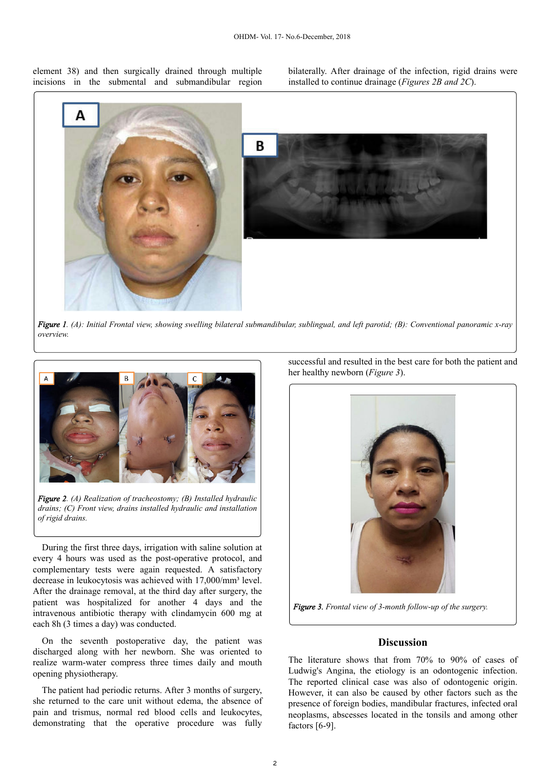element 38) and then surgically drained through multiple incisions in the submental and submandibular region bilaterally. After drainage of the infection, rigid drains were installed to continue drainage (*Figures 2B and 2C*).

***Figure 1****. (A): Initial Frontal view, showing swelling bilateral submandibular, sublingual, and left parotid; (B): Conventional panoramic x-ray overview.*

***Figure 2****. (A) Realization of tracheostomy; (B) Installed hydraulic drains; (C) Front view, drains installed hydraulic and installation of rigid drains.*

During the first three days, irrigation with saline solution at every 4 hours was used as the post-operative protocol, and complementary tests were again requested. A satisfactory decrease in leukocytosis was achieved with 17,000/mm³ level. After the drainage removal, at the third day after surgery, the patient was hospitalized for another 4 days and the intravenous antibiotic therapy with clindamycin 600 mg at each 8h (3 times a day) was conducted.

On the seventh postoperative day, the patient was discharged along with her newborn. She was oriented to realize warm-water compress three times daily and mouth opening physiotherapy.

The patient had periodic returns. After 3 months of surgery, she returned to the care unit without edema, the absence of pain and trismus, normal red blood cells and leukocytes, demonstrating that the operative procedure was fully successful and resulted in the best care for both the patient and her healthy newborn (*Figure 3*).

***Figure 3****. Frontal view of 3-month follow-up of the surgery.*

## Discussion

The literature shows that from 70% to 90% of cases of Ludwig's Angina, the etiology is an odontogenic infection. The reported clinical case was also of odontogenic origin. However, it can also be caused by other factors such as the presence of foreign bodies, mandibular fractures, infected oral neoplasms, abscesses located in the tonsils and among other factors [6-9].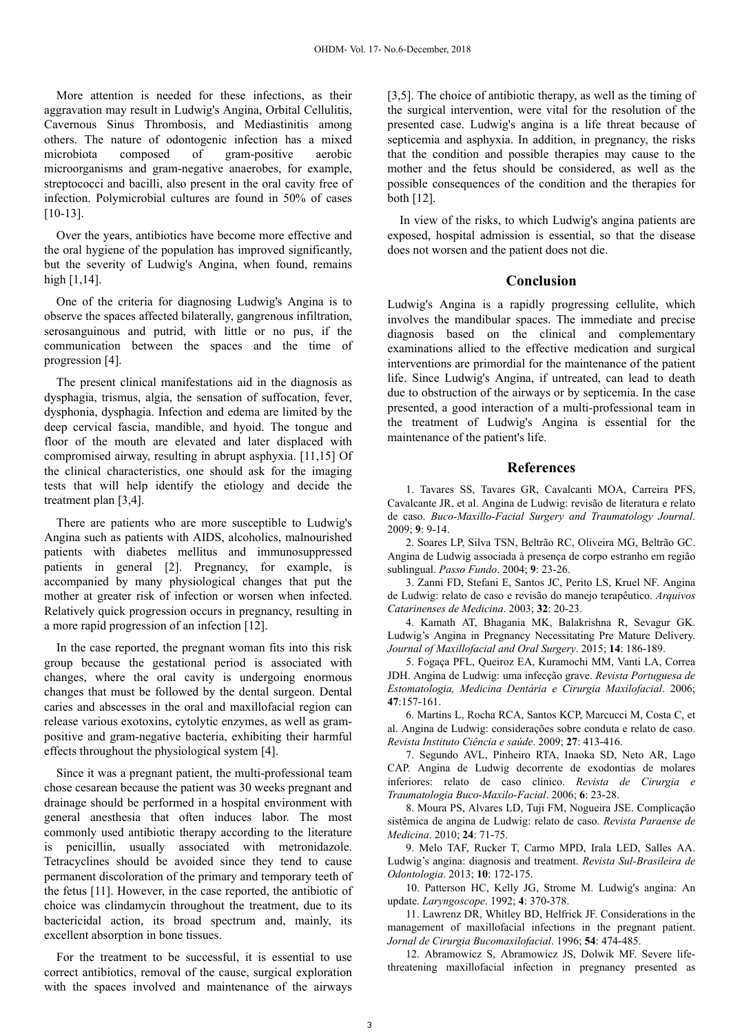More attention is needed for these infections, as their aggravation may result in Ludwig's Angina, Orbital Cellulitis, Cavernous Sinus Thrombosis, and Mediastinitis among others. The nature of odontogenic infection has a mixed microbiota composed of gram-positive aerobic microorganisms and gram-negative anaerobes, for example, streptococci and bacilli, also present in the oral cavity free of infection. Polymicrobial cultures are found in 50% of cases [10-13].

Over the years, antibiotics have become more effective and the oral hygiene of the population has improved significantly, but the severity of Ludwig's Angina, when found, remains high [1,14].

One of the criteria for diagnosing Ludwig's Angina is to observe the spaces affected bilaterally, gangrenous infiltration, serosanguinous and putrid, with little or no pus, if the communication between the spaces and the time of progression [4].

The present clinical manifestations aid in the diagnosis as dysphagia, trismus, algia, the sensation of suffocation, fever, dysphonia, dysphagia. Infection and edema are limited by the deep cervical fascia, mandible, and hyoid. The tongue and floor of the mouth are elevated and later displaced with compromised airway, resulting in abrupt asphyxia. [11,15] Of the clinical characteristics, one should ask for the imaging tests that will help identify the etiology and decide the treatment plan [3,4].

There are patients who are more susceptible to Ludwig's Angina such as patients with AIDS, alcoholics, malnourished patients with diabetes mellitus and immunosuppressed patients in general [2]. Pregnancy, for example, is accompanied by many physiological changes that put the mother at greater risk of infection or worsen when infected. Relatively quick progression occurs in pregnancy, resulting in a more rapid progression of an infection [12].

In the case reported, the pregnant woman fits into this risk group because the gestational period is associated with changes, where the oral cavity is undergoing enormous changes that must be followed by the dental surgeon. Dental caries and abscesses in the oral and maxillofacial region can release various exotoxins, cytolytic enzymes, as well as gram-positive and gram-negative bacteria, exhibiting their harmful effects throughout the physiological system [4].

Since it was a pregnant patient, the multi-professional team chose cesarean because the patient was 30 weeks pregnant and drainage should be performed in a hospital environment with general anesthesia that often induces labor. The most commonly used antibiotic therapy according to the literature is penicillin, usually associated with metronidazole. Tetracyclines should be avoided since they tend to cause permanent discoloration of the primary and temporary teeth of the fetus [11]. However, in the case reported, the antibiotic of choice was clindamycin throughout the treatment, due to its bactericidal action, its broad spectrum and, mainly, its excellent absorption in bone tissues.

For the treatment to be successful, it is essential to use correct antibiotics, removal of the cause, surgical exploration with the spaces involved and maintenance of the airways [3,5]. The choice of antibiotic therapy, as well as the timing of the surgical intervention, were vital for the resolution of the presented case. Ludwig's angina is a life threat because of septicemia and asphyxia. In addition, in pregnancy, the risks that the condition and possible therapies may cause to the mother and the fetus should be considered, as well as the possible consequences of the condition and the therapies for both [12].

In view of the risks, to which Ludwig's angina patients are exposed, hospital admission is essential, so that the disease does not worsen and the patient does not die.

## Conclusion

Ludwig's Angina is a rapidly progressing cellulite, which involves the mandibular spaces. The immediate and precise diagnosis based on the clinical and complementary examinations allied to the effective medication and surgical interventions are primordial for the maintenance of the patient life. Since Ludwig's Angina, if untreated, can lead to death due to obstruction of the airways or by septicemia. In the case presented, a good interaction of a multi-professional team in the treatment of Ludwig's Angina is essential for the maintenance of the patient's life.

## References

1. Tavares SS, Tavares GR, Cavalcanti MOA, Carreira PFS, Cavalcante JR, et al. Angina de Ludwig: revisão de literatura e relato de caso. *Buco-Maxillo-Facial Surgery and Traumatology Journal*. 2009; **9**: 9-14.

2. Soares LP, Silva TSN, Beltrão RC, Oliveira MG, Beltrão GC. Angina de Ludwig associada à presença de corpo estranho em região sublingual. *Passo Fundo*. 2004; **9**: 23-26.

3. Zanni FD, Stefani E, Santos JC, Perito LS, Kruel NF. Angina de Ludwig: relato de caso e revisão do manejo terapêutico. *Arquivos Catarinenses de Medicina*. 2003; **32**: 20-23.

4. Kamath AT, Bhagania MK, Balakrishna R, Sevagur GK. Ludwig's Angina in Pregnancy Necessitating Pre Mature Delivery. *Journal of Maxillofacial and Oral Surgery*. 2015; **14**: 186-189.

5. Fogaça PFL, Queiroz EA, Kuramochi MM, Vanti LA, Correa JDH. Angina de Ludwig: uma infecção grave. *Revista Portuguesa de Estomatologia, Medicina Dentária e Cirurgia Maxilofacial*. 2006; **47**:157-161.

6. Martins L, Rocha RCA, Santos KCP, Marcucci M, Costa C, et al. Angina de Ludwig: considerações sobre conduta e relato de caso. *Revista Instituto Ciência e saúde*. 2009; **27**: 413-416.

7. Segundo AVL, Pinheiro RTA, Inaoka SD, Neto AR, Lago CAP. Angina de Ludwig decorrente de exodontias de molares inferiores: relato de caso clínico. *Revista de Cirurgia e Traumatologia Buco-Maxilo-Facial*. 2006; **6**: 23-28.

8. Moura PS, Alvares LD, Tuji FM, Nogueira JSE. Complicação sistêmica de angina de Ludwig: relato de caso. *Revista Paraense de Medicina*. 2010; **24**: 71-75.

9. Melo TAF, Rucker T, Carmo MPD, Irala LED, Salles AA. Ludwig's angina: diagnosis and treatment. *Revista Sul-Brasileira de Odontologia*. 2013; **10**: 172-175.

10. Patterson HC, Kelly JG, Strome M. Ludwig's angina: An update. *Laryngoscope*. 1992; **4**: 370-378.

11. Lawrenz DR, Whitley BD, Helfrick JF. Considerations in the management of maxillofacial infections in the pregnant patient. *Jornal de Cirurgia Bucomaxilofacial*. 1996; **54**: 474-485.

12. Abramowicz S, Abramowicz JS, Dolwik MF. Severe life-threatening maxillofacial infection in pregnancy presented as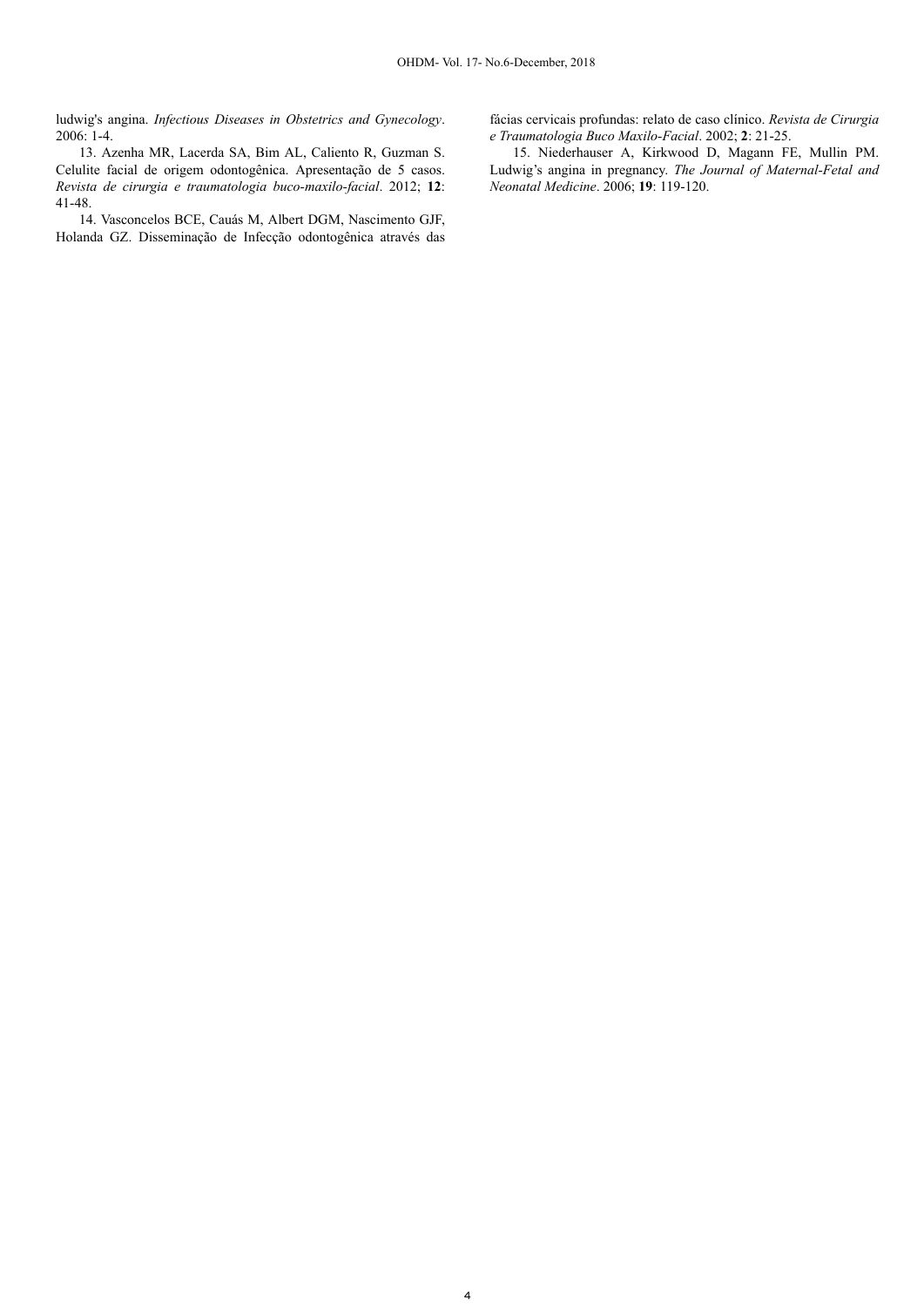ludwig's angina. *Infectious Diseases in Obstetrics and Gynecology*. 2006: 1-4.

13. Azenha MR, Lacerda SA, Bim AL, Caliento R, Guzman S. Celulite facial de origem odontogênica. Apresentação de 5 casos. *Revista de cirurgia e traumatologia buco-maxilo-facial*. 2012; **12**: 41-48.

14. Vasconcelos BCE, Cauás M, Albert DGM, Nascimento GJF, Holanda GZ. Disseminação de Infecção odontogênica através das fácias cervicais profundas: relato de caso clínico. *Revista de Cirurgia e Traumatologia Buco Maxilo-Facial*. 2002; **2**: 21-25.

15. Niederhauser A, Kirkwood D, Magann FE, Mullin PM. Ludwig's angina in pregnancy. *The Journal of Maternal-Fetal and Neonatal Medicine*. 2006; **19**: 119-120.